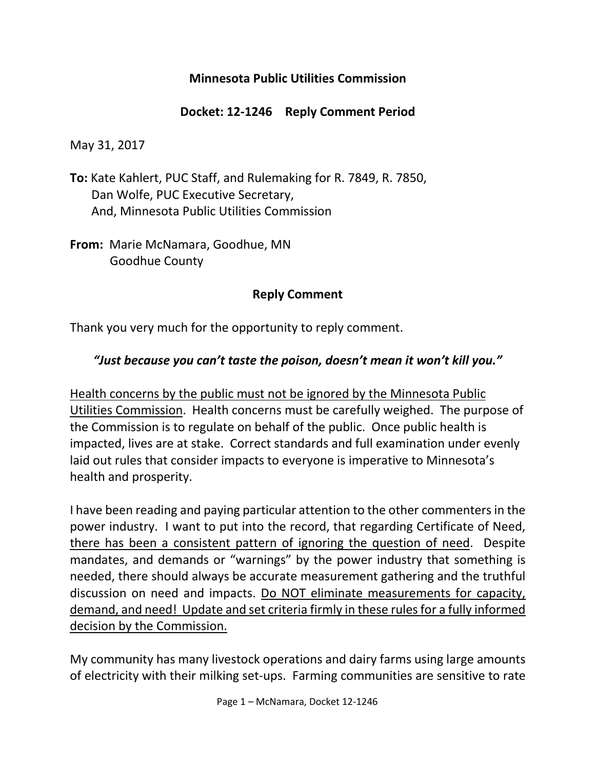**Minnesota Public Utilities Commission**

**Docket: 12-1246 Reply Comment Period**

May 31, 2017

**To:** Kate Kahlert, PUC Staff, and Rulemaking for R. 7849, R. 7850,
Dan Wolfe, PUC Executive Secretary,
And, Minnesota Public Utilities Commission

**From:** Marie McNamara, Goodhue, MN
Goodhue County

**Reply Comment**

Thank you very much for the opportunity to reply comment.

***"Just because you can't taste the poison, doesn't mean it won't kill you."***

<u>Health concerns by the public must not be ignored by the Minnesota Public Utilities Commission</u>. Health concerns must be carefully weighed. The purpose of the Commission is to regulate on behalf of the public. Once public health is impacted, lives are at stake. Correct standards and full examination under evenly laid out rules that consider impacts to everyone is imperative to Minnesota's health and prosperity.

I have been reading and paying particular attention to the other commenters in the power industry. I want to put into the record, that regarding Certificate of Need, <u>there has been a consistent pattern of ignoring the question of need</u>. Despite mandates, and demands or "warnings" by the power industry that something is needed, there should always be accurate measurement gathering and the truthful discussion on need and impacts. <u>Do NOT eliminate measurements for capacity, demand, and need! Update and set criteria firmly in these rules for a fully informed decision by the Commission.</u>

My community has many livestock operations and dairy farms using large amounts of electricity with their milking set-ups. Farming communities are sensitive to rate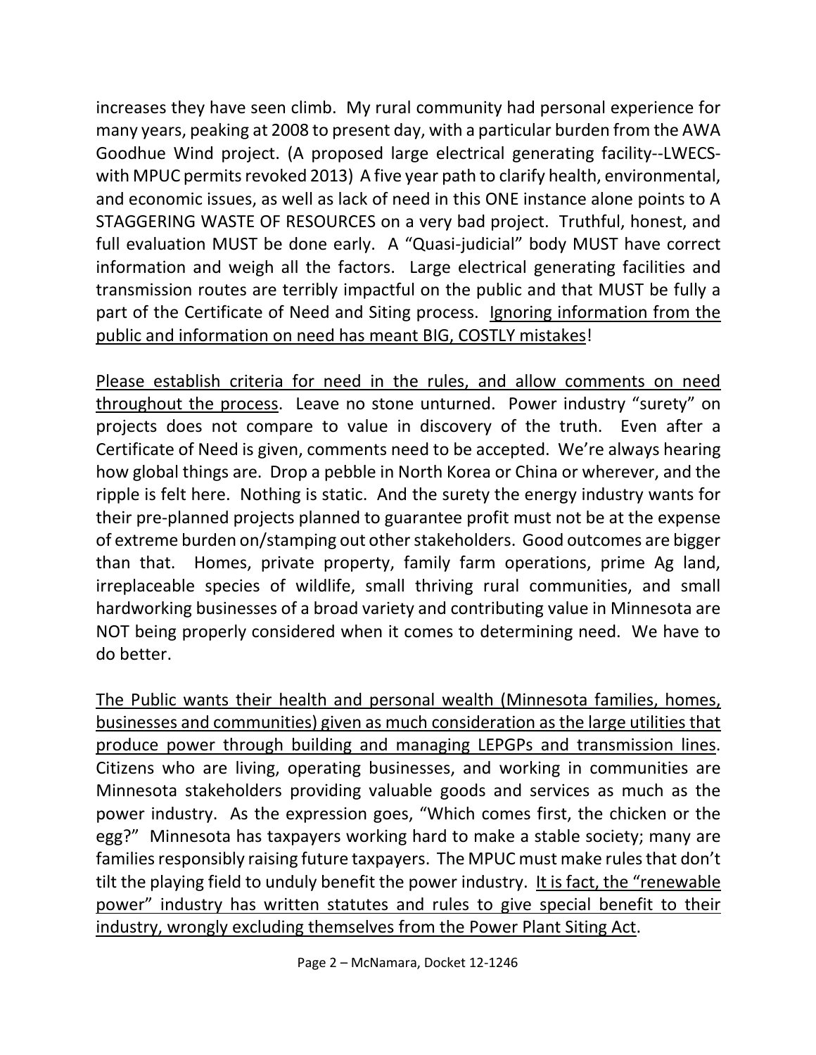increases they have seen climb. My rural community had personal experience for many years, peaking at 2008 to present day, with a particular burden from the AWA Goodhue Wind project. (A proposed large electrical generating facility--LWECS-with MPUC permits revoked 2013) A five year path to clarify health, environmental, and economic issues, as well as lack of need in this ONE instance alone points to A STAGGERING WASTE OF RESOURCES on a very bad project. Truthful, honest, and full evaluation MUST be done early. A "Quasi-judicial" body MUST have correct information and weigh all the factors. Large electrical generating facilities and transmission routes are terribly impactful on the public and that MUST be fully a part of the Certificate of Need and Siting process. <u>Ignoring information from the public and information on need has meant BIG, COSTLY mistakes</u>!

<u>Please establish criteria for need in the rules, and allow comments on need throughout the process</u>. Leave no stone unturned. Power industry "surety" on projects does not compare to value in discovery of the truth. Even after a Certificate of Need is given, comments need to be accepted. We're always hearing how global things are. Drop a pebble in North Korea or China or wherever, and the ripple is felt here. Nothing is static. And the surety the energy industry wants for their pre-planned projects planned to guarantee profit must not be at the expense of extreme burden on/stamping out other stakeholders. Good outcomes are bigger than that. Homes, private property, family farm operations, prime Ag land, irreplaceable species of wildlife, small thriving rural communities, and small hardworking businesses of a broad variety and contributing value in Minnesota are NOT being properly considered when it comes to determining need. We have to do better.

<u>The Public wants their health and personal wealth (Minnesota families, homes, businesses and communities) given as much consideration as the large utilities that produce power through building and managing LEPGPs and transmission lines</u>. Citizens who are living, operating businesses, and working in communities are Minnesota stakeholders providing valuable goods and services as much as the power industry. As the expression goes, "Which comes first, the chicken or the egg?" Minnesota has taxpayers working hard to make a stable society; many are families responsibly raising future taxpayers. The MPUC must make rules that don't tilt the playing field to unduly benefit the power industry. <u>It is fact, the "renewable power" industry has written statutes and rules to give special benefit to their industry, wrongly excluding themselves from the Power Plant Siting Act</u>.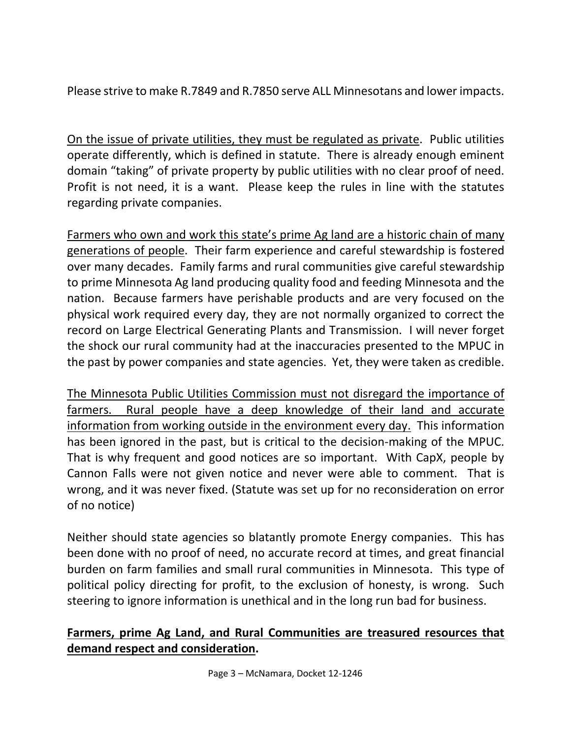Please strive to make R.7849 and R.7850 serve ALL Minnesotans and lower impacts.

<u>On the issue of private utilities, they must be regulated as private</u>. Public utilities operate differently, which is defined in statute. There is already enough eminent domain "taking" of private property by public utilities with no clear proof of need. Profit is not need, it is a want. Please keep the rules in line with the statutes regarding private companies.

<u>Farmers who own and work this state's prime Ag land are a historic chain of many generations of people</u>. Their farm experience and careful stewardship is fostered over many decades. Family farms and rural communities give careful stewardship to prime Minnesota Ag land producing quality food and feeding Minnesota and the nation. Because farmers have perishable products and are very focused on the physical work required every day, they are not normally organized to correct the record on Large Electrical Generating Plants and Transmission. I will never forget the shock our rural community had at the inaccuracies presented to the MPUC in the past by power companies and state agencies. Yet, they were taken as credible.

<u>The Minnesota Public Utilities Commission must not disregard the importance of farmers. Rural people have a deep knowledge of their land and accurate information from working outside in the environment every day.</u> This information has been ignored in the past, but is critical to the decision-making of the MPUC. That is why frequent and good notices are so important. With CapX, people by Cannon Falls were not given notice and never were able to comment. That is wrong, and it was never fixed. (Statute was set up for no reconsideration on error of no notice)

Neither should state agencies so blatantly promote Energy companies. This has been done with no proof of need, no accurate record at times, and great financial burden on farm families and small rural communities in Minnesota. This type of political policy directing for profit, to the exclusion of honesty, is wrong. Such steering to ignore information is unethical and in the long run bad for business.

<u>**Farmers, prime Ag Land, and Rural Communities are treasured resources that demand respect and consideration**</u>**.**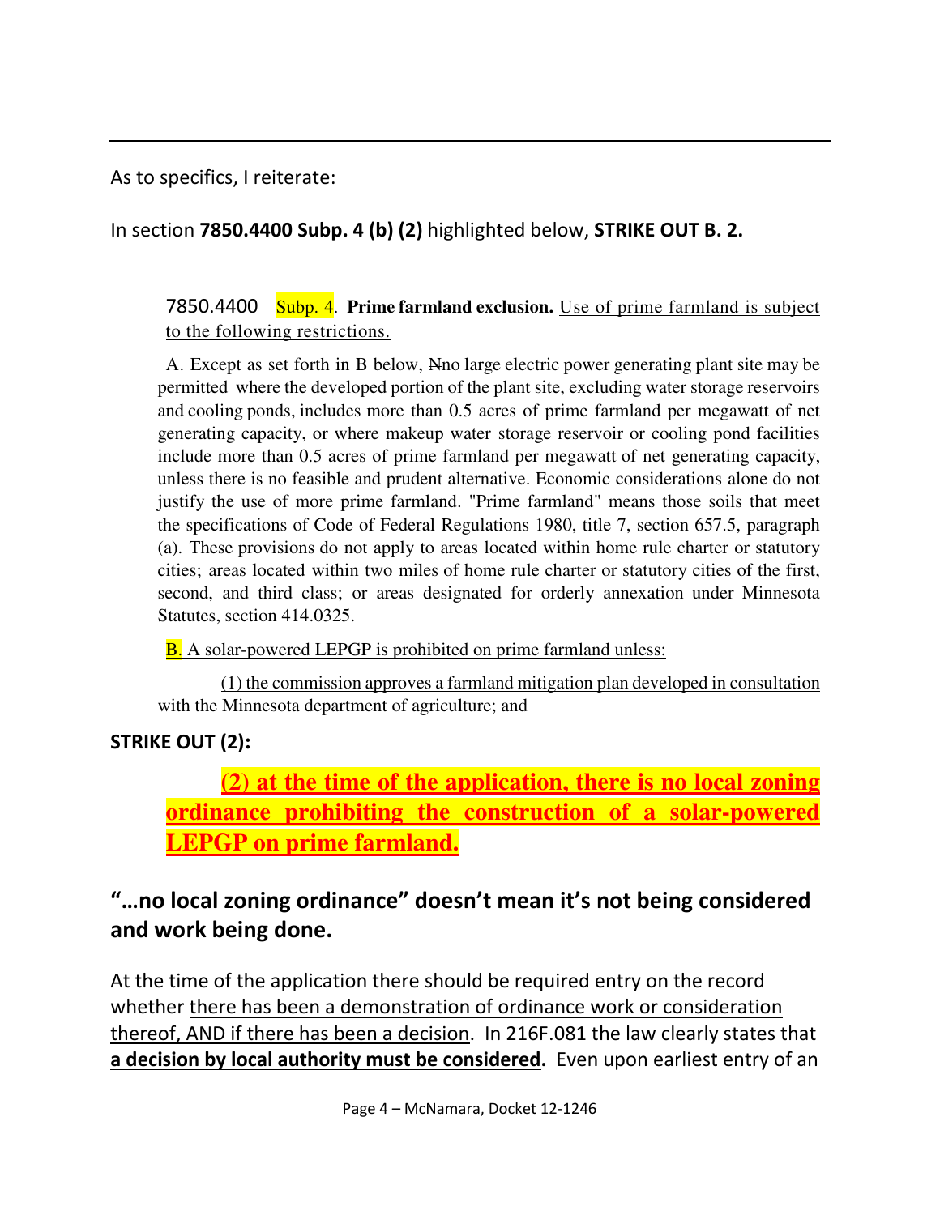As to specifics, I reiterate:

In section **7850.4400 Subp. 4 (b) (2)** highlighted below, **STRIKE OUT B. 2.**

> 7850.4400 Subp. 4. **Prime farmland exclusion.** Use of prime farmland is subject to the following restrictions.
>
> A. Except as set forth in B below, ~~N~~no large electric power generating plant site may be permitted where the developed portion of the plant site, excluding water storage reservoirs and cooling ponds, includes more than 0.5 acres of prime farmland per megawatt of net generating capacity, or where makeup water storage reservoir or cooling pond facilities include more than 0.5 acres of prime farmland per megawatt of net generating capacity, unless there is no feasible and prudent alternative. Economic considerations alone do not justify the use of more prime farmland. "Prime farmland" means those soils that meet the specifications of Code of Federal Regulations 1980, title 7, section 657.5, paragraph (a). These provisions do not apply to areas located within home rule charter or statutory cities; areas located within two miles of home rule charter or statutory cities of the first, second, and third class; or areas designated for orderly annexation under Minnesota Statutes, section 414.0325.
>
> B. A solar-powered LEPGP is prohibited on prime farmland unless:
>
> (1) the commission approves a farmland mitigation plan developed in consultation with the Minnesota department of agriculture; and

**STRIKE OUT (2):**

> **(2) at the time of the application, there is no local zoning ordinance prohibiting the construction of a solar-powered LEPGP on prime farmland.**

## "…no local zoning ordinance" doesn't mean it's not being considered and work being done.

At the time of the application there should be required entry on the record whether there has been a demonstration of ordinance work or consideration thereof, AND if there has been a decision. In 216F.081 the law clearly states that **a decision by local authority must be considered.** Even upon earliest entry of an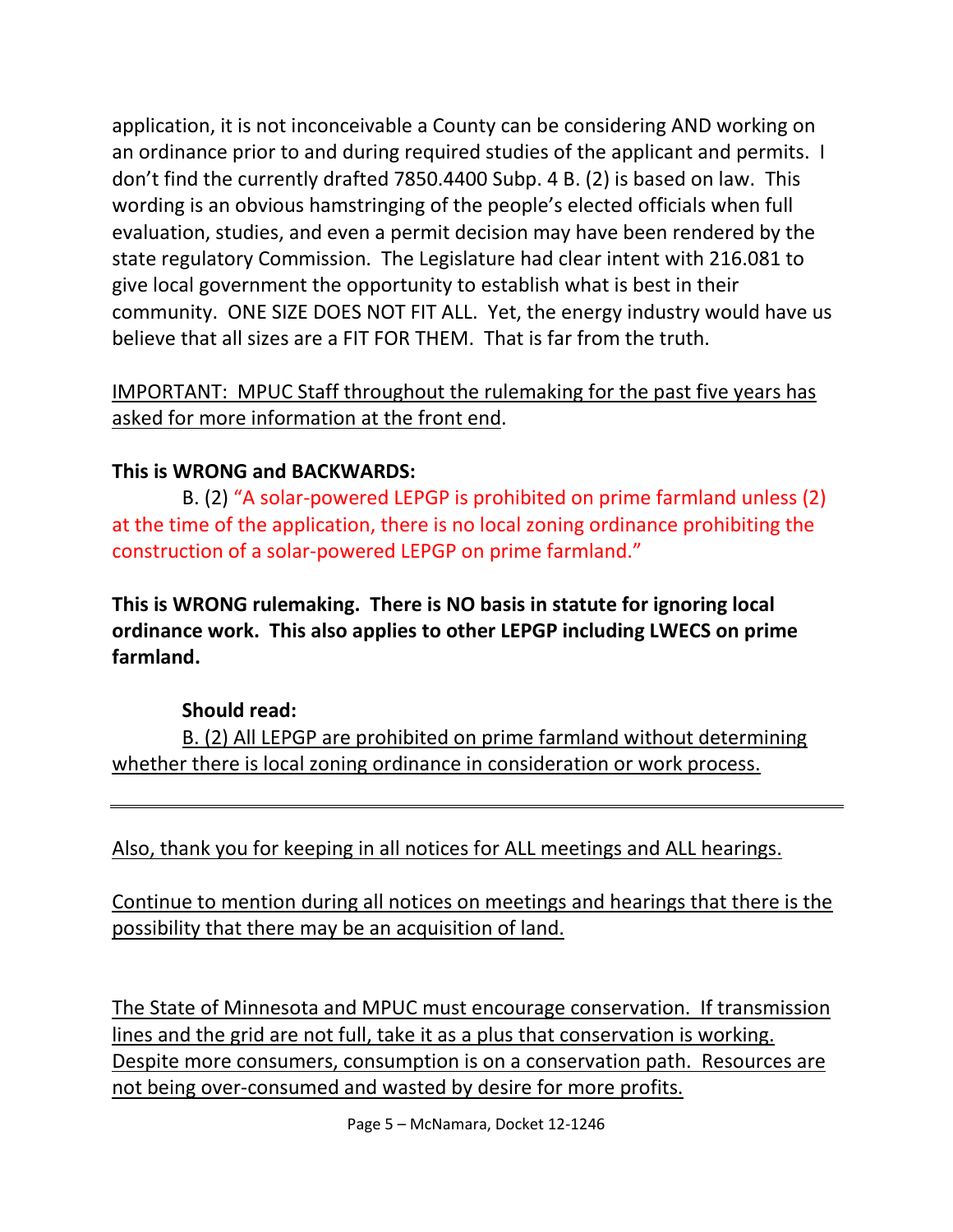application, it is not inconceivable a County can be considering AND working on an ordinance prior to and during required studies of the applicant and permits. I don't find the currently drafted 7850.4400 Subp. 4 B. (2) is based on law. This wording is an obvious hamstringing of the people's elected officials when full evaluation, studies, and even a permit decision may have been rendered by the state regulatory Commission. The Legislature had clear intent with 216.081 to give local government the opportunity to establish what is best in their community. ONE SIZE DOES NOT FIT ALL. Yet, the energy industry would have us believe that all sizes are a FIT FOR THEM. That is far from the truth.

<u>IMPORTANT: MPUC Staff throughout the rulemaking for the past five years has asked for more information at the front end</u>.

**This is WRONG and BACKWARDS:**

B. (2) "A solar-powered LEPGP is prohibited on prime farmland unless (2) at the time of the application, there is no local zoning ordinance prohibiting the construction of a solar-powered LEPGP on prime farmland."

**This is WRONG rulemaking. There is NO basis in statute for ignoring local ordinance work. This also applies to other LEPGP including LWECS on prime farmland.**

**Should read:**

<u>B. (2) All LEPGP are prohibited on prime farmland without determining whether there is local zoning ordinance in consideration or work process.</u>

---

<u>Also, thank you for keeping in all notices for ALL meetings and ALL hearings.</u>

<u>Continue to mention during all notices on meetings and hearings that there is the possibility that there may be an acquisition of land.</u>

<u>The State of Minnesota and MPUC must encourage conservation. If transmission lines and the grid are not full, take it as a plus that conservation is working. Despite more consumers, consumption is on a conservation path. Resources are not being over-consumed and wasted by desire for more profits.</u>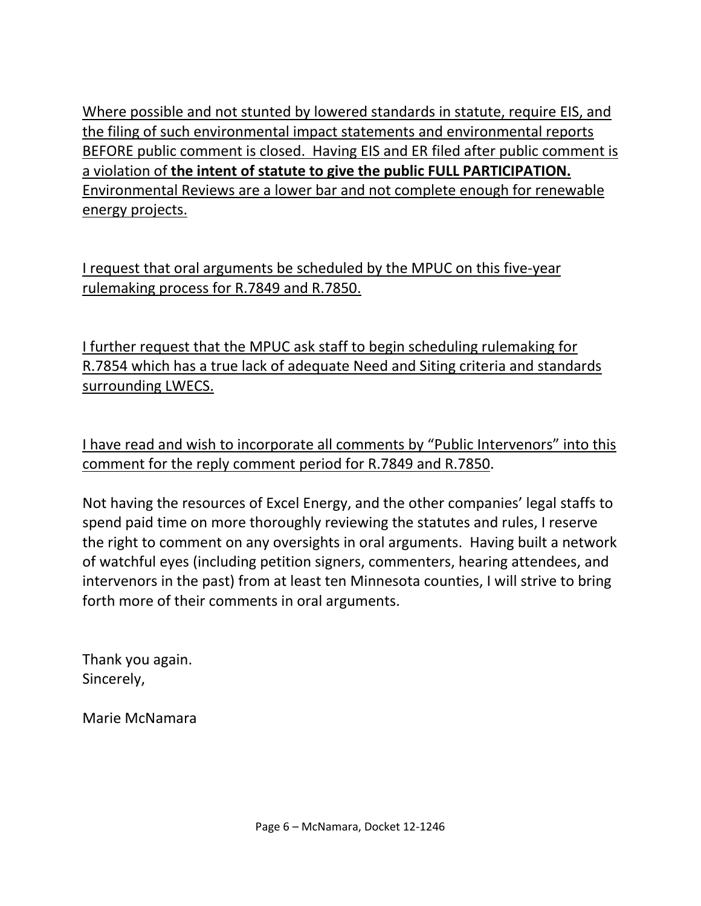<u>Where possible and not stunted by lowered standards in statute, require EIS, and the filing of such environmental impact statements and environmental reports BEFORE public comment is closed. Having EIS and ER filed after public comment is a violation of **the intent of statute to give the public FULL PARTICIPATION.** Environmental Reviews are a lower bar and not complete enough for renewable energy projects.</u>

<u>I request that oral arguments be scheduled by the MPUC on this five-year rulemaking process for R.7849 and R.7850.</u>

<u>I further request that the MPUC ask staff to begin scheduling rulemaking for R.7854 which has a true lack of adequate Need and Siting criteria and standards surrounding LWECS.</u>

<u>I have read and wish to incorporate all comments by "Public Intervenors" into this comment for the reply comment period for R.7849 and R.7850</u>.

Not having the resources of Excel Energy, and the other companies' legal staffs to spend paid time on more thoroughly reviewing the statutes and rules, I reserve the right to comment on any oversights in oral arguments. Having built a network of watchful eyes (including petition signers, commenters, hearing attendees, and intervenors in the past) from at least ten Minnesota counties, I will strive to bring forth more of their comments in oral arguments.

Thank you again.
Sincerely,

Marie McNamara